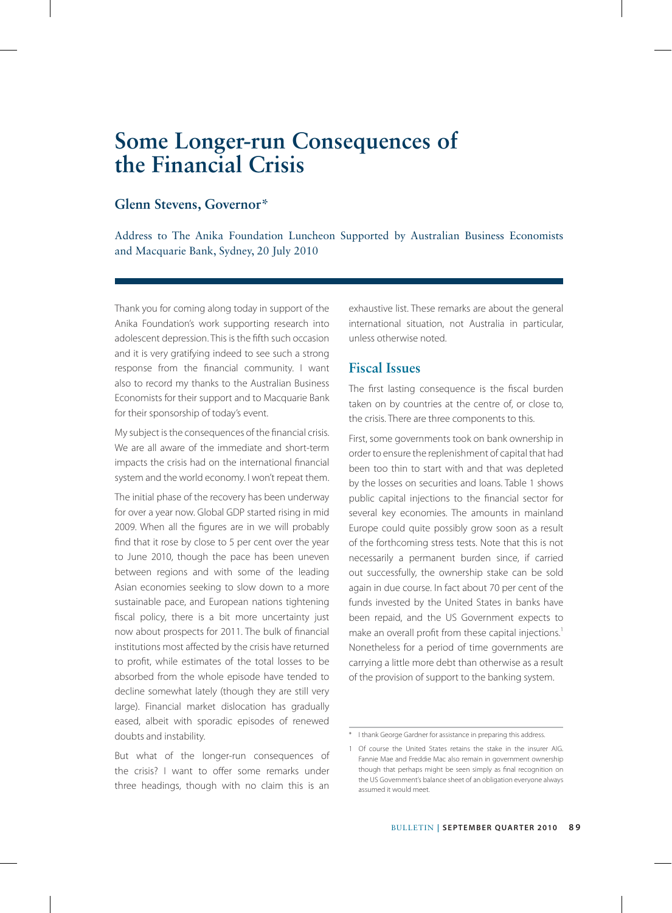# Some Longer-run Consequences of the Financial Crisis

## Glenn Stevens, Governor*

Address to The Anika Foundation Luncheon Supported by Australian Business Economists and Macquarie Bank, Sydney, 20 July 2010

Thank you for coming along today in support of the Anika Foundation's work supporting research into adolescent depression. This is the fifth such occasion and it is very gratifying indeed to see such a strong response from the financial community. I want also to record my thanks to the Australian Business Economists for their support and to Macquarie Bank for their sponsorship of today's event.

My subject is the consequences of the financial crisis. We are all aware of the immediate and short-term impacts the crisis had on the international financial system and the world economy. I won't repeat them.

The initial phase of the recovery has been underway for over a year now. Global GDP started rising in mid 2009. When all the figures are in we will probably find that it rose by close to 5 per cent over the year to June 2010, though the pace has been uneven between regions and with some of the leading Asian economies seeking to slow down to a more sustainable pace, and European nations tightening fiscal policy, there is a bit more uncertainty just now about prospects for 2011. The bulk of financial institutions most affected by the crisis have returned to profit, while estimates of the total losses to be absorbed from the whole episode have tended to decline somewhat lately (though they are still very large). Financial market dislocation has gradually eased, albeit with sporadic episodes of renewed doubts and instability.

But what of the longer-run consequences of the crisis? I want to offer some remarks under three headings, though with no claim this is an exhaustive list. These remarks are about the general international situation, not Australia in particular, unless otherwise noted.

## Fiscal Issues

The first lasting consequence is the fiscal burden taken on by countries at the centre of, or close to, the crisis. There are three components to this.

First, some governments took on bank ownership in order to ensure the replenishment of capital that had been too thin to start with and that was depleted by the losses on securities and loans. Table 1 shows public capital injections to the financial sector for several key economies. The amounts in mainland Europe could quite possibly grow soon as a result of the forthcoming stress tests. Note that this is not necessarily a permanent burden since, if carried out successfully, the ownership stake can be sold again in due course. In fact about 70 per cent of the funds invested by the United States in banks have been repaid, and the US Government expects to make an overall profit from these capital injections.[1] Nonetheless for a period of time governments are carrying a little more debt than otherwise as a result of the provision of support to the banking system.

---

\* I thank George Gardner for assistance in preparing this address.

1 Of course the United States retains the stake in the insurer AIG. Fannie Mae and Freddie Mac also remain in government ownership though that perhaps might be seen simply as final recognition on the US Government's balance sheet of an obligation everyone always assumed it would meet.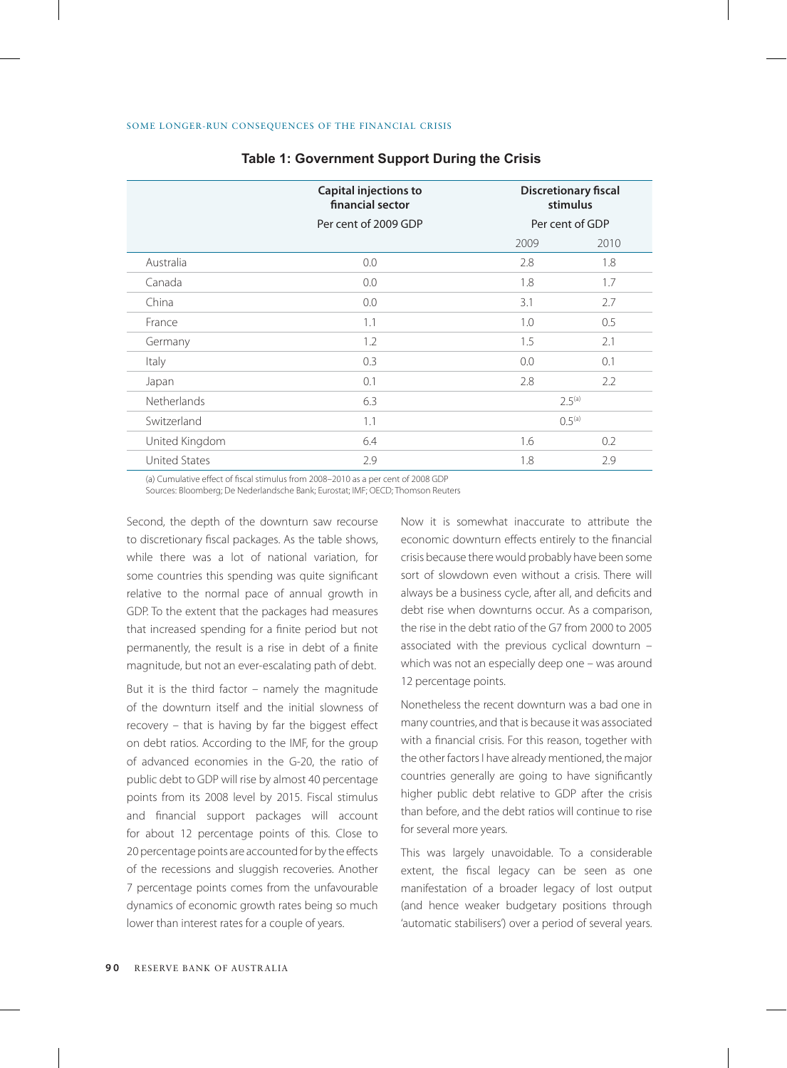**Table 1: Government Support During the Crisis**

| | Capital injections to financial sector | Discretionary fiscal stimulus | |
|---|---|---|---|
| | Per cent of 2009 GDP | Per cent of GDP | |
| | | 2009 | 2010 |
| Australia | 0.0 | 2.8 | 1.8 |
| Canada | 0.0 | 1.8 | 1.7 |
| China | 0.0 | 3.1 | 2.7 |
| France | 1.1 | 1.0 | 0.5 |
| Germany | 1.2 | 1.5 | 2.1 |
| Italy | 0.3 | 0.0 | 0.1 |
| Japan | 0.1 | 2.8 | 2.2 |
| Netherlands | 6.3 | 2.5[(a)] | |
| Switzerland | 1.1 | 0.5[(a)] | |
| United Kingdom | 6.4 | 1.6 | 0.2 |
| United States | 2.9 | 1.8 | 2.9 |

(a) Cumulative effect of fiscal stimulus from 2008–2010 as a per cent of 2008 GDP
Sources: Bloomberg; De Nederlandsche Bank; Eurostat; IMF; OECD; Thomson Reuters

Second, the depth of the downturn saw recourse to discretionary fiscal packages. As the table shows, while there was a lot of national variation, for some countries this spending was quite significant relative to the normal pace of annual growth in GDP. To the extent that the packages had measures that increased spending for a finite period but not permanently, the result is a rise in debt of a finite magnitude, but not an ever-escalating path of debt.

But it is the third factor – namely the magnitude of the downturn itself and the initial slowness of recovery – that is having by far the biggest effect on debt ratios. According to the IMF, for the group of advanced economies in the G-20, the ratio of public debt to GDP will rise by almost 40 percentage points from its 2008 level by 2015. Fiscal stimulus and financial support packages will account for about 12 percentage points of this. Close to 20 percentage points are accounted for by the effects of the recessions and sluggish recoveries. Another 7 percentage points comes from the unfavourable dynamics of economic growth rates being so much lower than interest rates for a couple of years.

Now it is somewhat inaccurate to attribute the economic downturn effects entirely to the financial crisis because there would probably have been some sort of slowdown even without a crisis. There will always be a business cycle, after all, and deficits and debt rise when downturns occur. As a comparison, the rise in the debt ratio of the G7 from 2000 to 2005 associated with the previous cyclical downturn – which was not an especially deep one – was around 12 percentage points.

Nonetheless the recent downturn was a bad one in many countries, and that is because it was associated with a financial crisis. For this reason, together with the other factors I have already mentioned, the major countries generally are going to have significantly higher public debt relative to GDP after the crisis than before, and the debt ratios will continue to rise for several more years.

This was largely unavoidable. To a considerable extent, the fiscal legacy can be seen as one manifestation of a broader legacy of lost output (and hence weaker budgetary positions through 'automatic stabilisers') over a period of several years.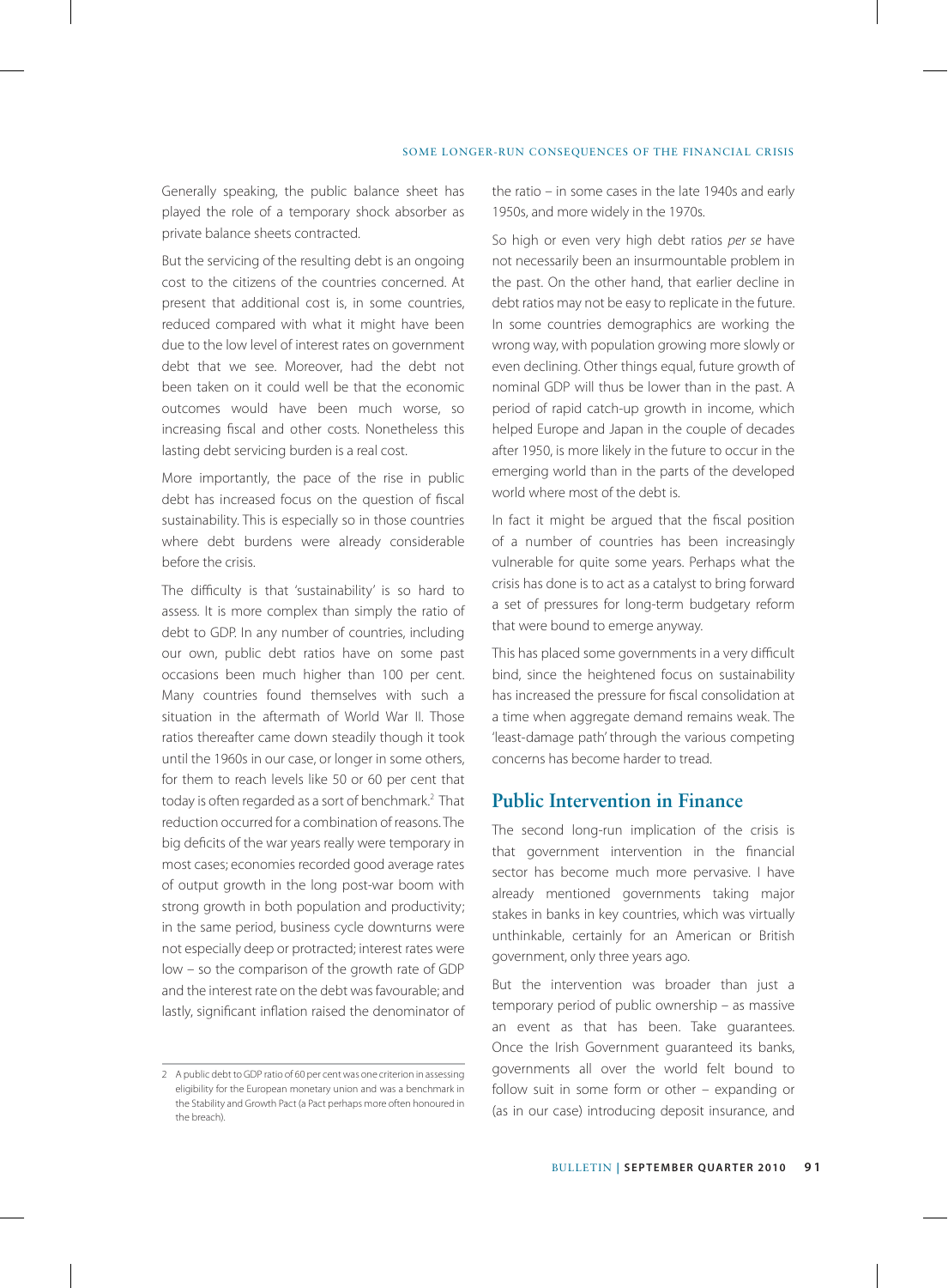Generally speaking, the public balance sheet has played the role of a temporary shock absorber as private balance sheets contracted.

But the servicing of the resulting debt is an ongoing cost to the citizens of the countries concerned. At present that additional cost is, in some countries, reduced compared with what it might have been due to the low level of interest rates on government debt that we see. Moreover, had the debt not been taken on it could well be that the economic outcomes would have been much worse, so increasing fiscal and other costs. Nonetheless this lasting debt servicing burden is a real cost.

More importantly, the pace of the rise in public debt has increased focus on the question of fiscal sustainability. This is especially so in those countries where debt burdens were already considerable before the crisis.

The difficulty is that 'sustainability' is so hard to assess. It is more complex than simply the ratio of debt to GDP. In any number of countries, including our own, public debt ratios have on some past occasions been much higher than 100 per cent. Many countries found themselves with such a situation in the aftermath of World War II. Those ratios thereafter came down steadily though it took until the 1960s in our case, or longer in some others, for them to reach levels like 50 or 60 per cent that today is often regarded as a sort of benchmark.[2] That reduction occurred for a combination of reasons. The big deficits of the war years really were temporary in most cases; economies recorded good average rates of output growth in the long post-war boom with strong growth in both population and productivity; in the same period, business cycle downturns were not especially deep or protracted; interest rates were low – so the comparison of the growth rate of GDP and the interest rate on the debt was favourable; and lastly, significant inflation raised the denominator of the ratio – in some cases in the late 1940s and early 1950s, and more widely in the 1970s.

So high or even very high debt ratios *per se* have not necessarily been an insurmountable problem in the past. On the other hand, that earlier decline in debt ratios may not be easy to replicate in the future. In some countries demographics are working the wrong way, with population growing more slowly or even declining. Other things equal, future growth of nominal GDP will thus be lower than in the past. A period of rapid catch-up growth in income, which helped Europe and Japan in the couple of decades after 1950, is more likely in the future to occur in the emerging world than in the parts of the developed world where most of the debt is.

In fact it might be argued that the fiscal position of a number of countries has been increasingly vulnerable for quite some years. Perhaps what the crisis has done is to act as a catalyst to bring forward a set of pressures for long-term budgetary reform that were bound to emerge anyway.

This has placed some governments in a very difficult bind, since the heightened focus on sustainability has increased the pressure for fiscal consolidation at a time when aggregate demand remains weak. The 'least-damage path' through the various competing concerns has become harder to tread.

## Public Intervention in Finance

The second long-run implication of the crisis is that government intervention in the financial sector has become much more pervasive. I have already mentioned governments taking major stakes in banks in key countries, which was virtually unthinkable, certainly for an American or British government, only three years ago.

But the intervention was broader than just a temporary period of public ownership – as massive an event as that has been. Take guarantees. Once the Irish Government guaranteed its banks, governments all over the world felt bound to follow suit in some form or other – expanding or (as in our case) introducing deposit insurance, and

---

2 A public debt to GDP ratio of 60 per cent was one criterion in assessing eligibility for the European monetary union and was a benchmark in the Stability and Growth Pact (a Pact perhaps more often honoured in the breach).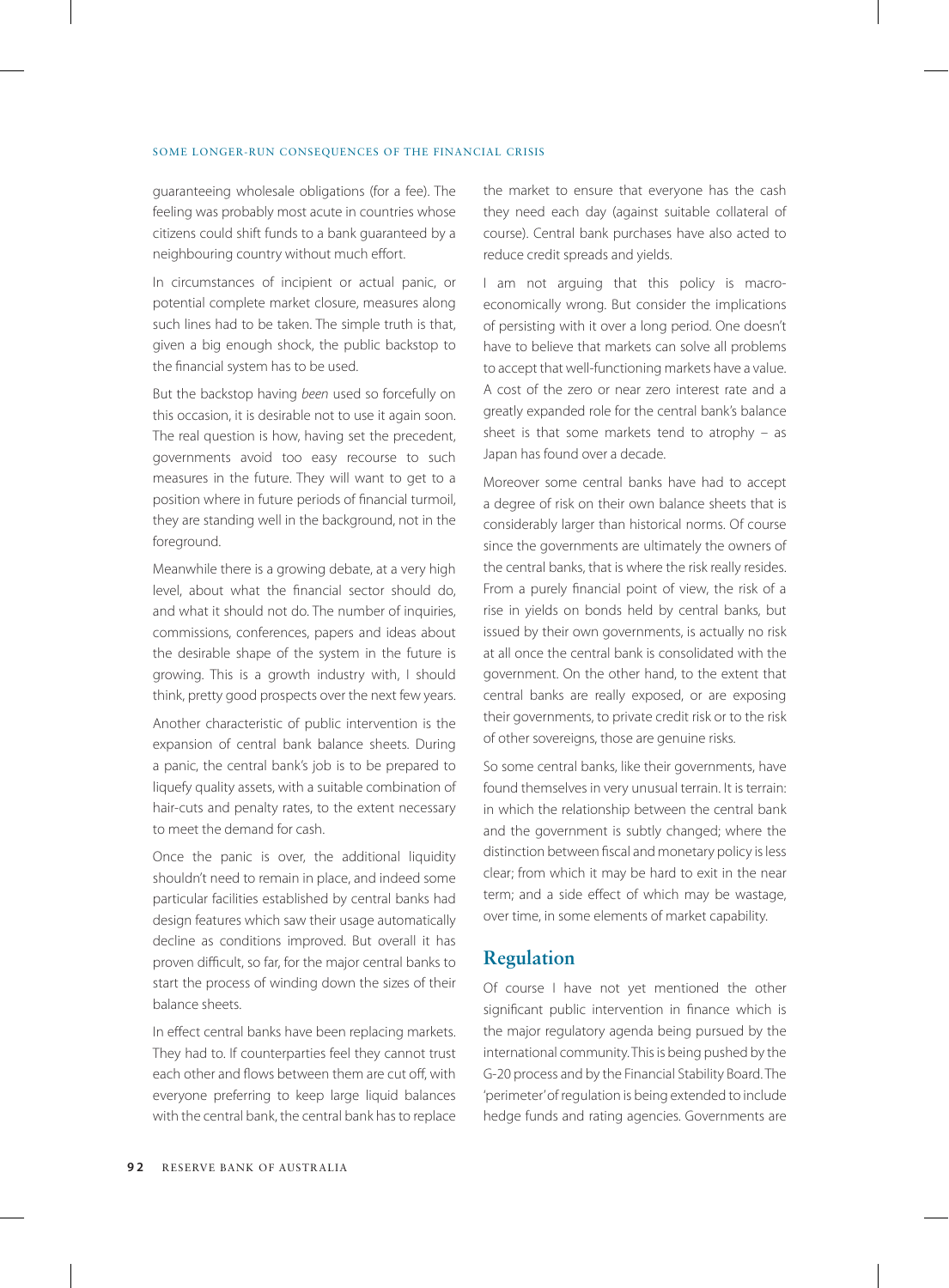guaranteeing wholesale obligations (for a fee). The feeling was probably most acute in countries whose citizens could shift funds to a bank guaranteed by a neighbouring country without much effort.

In circumstances of incipient or actual panic, or potential complete market closure, measures along such lines had to be taken. The simple truth is that, given a big enough shock, the public backstop to the financial system has to be used.

But the backstop having *been* used so forcefully on this occasion, it is desirable not to use it again soon. The real question is how, having set the precedent, governments avoid too easy recourse to such measures in the future. They will want to get to a position where in future periods of financial turmoil, they are standing well in the background, not in the foreground.

Meanwhile there is a growing debate, at a very high level, about what the financial sector should do, and what it should not do. The number of inquiries, commissions, conferences, papers and ideas about the desirable shape of the system in the future is growing. This is a growth industry with, I should think, pretty good prospects over the next few years.

Another characteristic of public intervention is the expansion of central bank balance sheets. During a panic, the central bank's job is to be prepared to liquefy quality assets, with a suitable combination of hair-cuts and penalty rates, to the extent necessary to meet the demand for cash.

Once the panic is over, the additional liquidity shouldn't need to remain in place, and indeed some particular facilities established by central banks had design features which saw their usage automatically decline as conditions improved. But overall it has proven difficult, so far, for the major central banks to start the process of winding down the sizes of their balance sheets.

In effect central banks have been replacing markets. They had to. If counterparties feel they cannot trust each other and flows between them are cut off, with everyone preferring to keep large liquid balances with the central bank, the central bank has to replace the market to ensure that everyone has the cash they need each day (against suitable collateral of course). Central bank purchases have also acted to reduce credit spreads and yields.

I am not arguing that this policy is macroeconomically wrong. But consider the implications of persisting with it over a long period. One doesn't have to believe that markets can solve all problems to accept that well-functioning markets have a value. A cost of the zero or near zero interest rate and a greatly expanded role for the central bank's balance sheet is that some markets tend to atrophy – as Japan has found over a decade.

Moreover some central banks have had to accept a degree of risk on their own balance sheets that is considerably larger than historical norms. Of course since the governments are ultimately the owners of the central banks, that is where the risk really resides. From a purely financial point of view, the risk of a rise in yields on bonds held by central banks, but issued by their own governments, is actually no risk at all once the central bank is consolidated with the government. On the other hand, to the extent that central banks are really exposed, or are exposing their governments, to private credit risk or to the risk of other sovereigns, those are genuine risks.

So some central banks, like their governments, have found themselves in very unusual terrain. It is terrain: in which the relationship between the central bank and the government is subtly changed; where the distinction between fiscal and monetary policy is less clear; from which it may be hard to exit in the near term; and a side effect of which may be wastage, over time, in some elements of market capability.

## Regulation

Of course I have not yet mentioned the other significant public intervention in finance which is the major regulatory agenda being pursued by the international community. This is being pushed by the G-20 process and by the Financial Stability Board. The 'perimeter' of regulation is being extended to include hedge funds and rating agencies. Governments are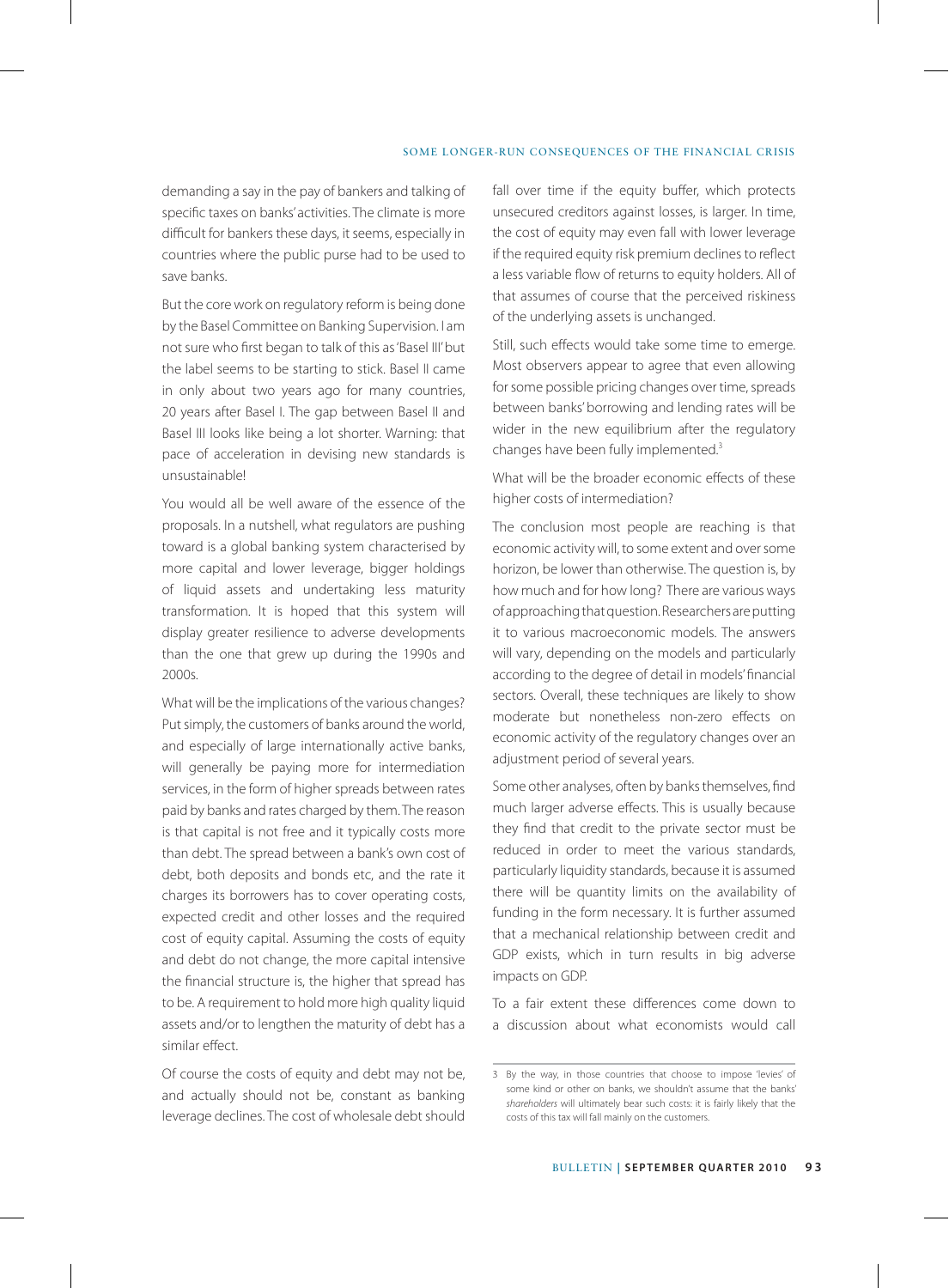demanding a say in the pay of bankers and talking of specific taxes on banks' activities. The climate is more difficult for bankers these days, it seems, especially in countries where the public purse had to be used to save banks.

But the core work on regulatory reform is being done by the Basel Committee on Banking Supervision. I am not sure who first began to talk of this as 'Basel III' but the label seems to be starting to stick. Basel II came in only about two years ago for many countries, 20 years after Basel I. The gap between Basel II and Basel III looks like being a lot shorter. Warning: that pace of acceleration in devising new standards is unsustainable!

You would all be well aware of the essence of the proposals. In a nutshell, what regulators are pushing toward is a global banking system characterised by more capital and lower leverage, bigger holdings of liquid assets and undertaking less maturity transformation. It is hoped that this system will display greater resilience to adverse developments than the one that grew up during the 1990s and 2000s.

What will be the implications of the various changes? Put simply, the customers of banks around the world, and especially of large internationally active banks, will generally be paying more for intermediation services, in the form of higher spreads between rates paid by banks and rates charged by them. The reason is that capital is not free and it typically costs more than debt. The spread between a bank's own cost of debt, both deposits and bonds etc, and the rate it charges its borrowers has to cover operating costs, expected credit and other losses and the required cost of equity capital. Assuming the costs of equity and debt do not change, the more capital intensive the financial structure is, the higher that spread has to be. A requirement to hold more high quality liquid assets and/or to lengthen the maturity of debt has a similar effect.

Of course the costs of equity and debt may not be, and actually should not be, constant as banking leverage declines. The cost of wholesale debt should fall over time if the equity buffer, which protects unsecured creditors against losses, is larger. In time, the cost of equity may even fall with lower leverage if the required equity risk premium declines to reflect a less variable flow of returns to equity holders. All of that assumes of course that the perceived riskiness of the underlying assets is unchanged.

Still, such effects would take some time to emerge. Most observers appear to agree that even allowing for some possible pricing changes over time, spreads between banks' borrowing and lending rates will be wider in the new equilibrium after the regulatory changes have been fully implemented.[3]

What will be the broader economic effects of these higher costs of intermediation?

The conclusion most people are reaching is that economic activity will, to some extent and over some horizon, be lower than otherwise. The question is, by how much and for how long? There are various ways of approaching that question. Researchers are putting it to various macroeconomic models. The answers will vary, depending on the models and particularly according to the degree of detail in models' financial sectors. Overall, these techniques are likely to show moderate but nonetheless non-zero effects on economic activity of the regulatory changes over an adjustment period of several years.

Some other analyses, often by banks themselves, find much larger adverse effects. This is usually because they find that credit to the private sector must be reduced in order to meet the various standards, particularly liquidity standards, because it is assumed there will be quantity limits on the availability of funding in the form necessary. It is further assumed that a mechanical relationship between credit and GDP exists, which in turn results in big adverse impacts on GDP.

To a fair extent these differences come down to a discussion about what economists would call

[3] By the way, in those countries that choose to impose 'levies' of some kind or other on banks, we shouldn't assume that the banks' *shareholders* will ultimately bear such costs: it is fairly likely that the costs of this tax will fall mainly on the customers.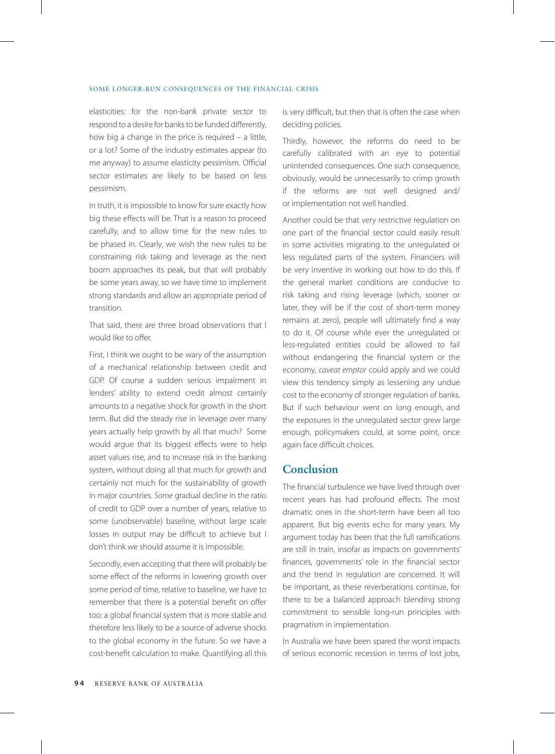elasticities: for the non-bank private sector to respond to a desire for banks to be funded differently, how big a change in the price is required – a little, or a lot? Some of the industry estimates appear (to me anyway) to assume elasticity pessimism. Official sector estimates are likely to be based on less pessimism.

In truth, it is impossible to know for sure exactly how big these effects will be. That is a reason to proceed carefully, and to allow time for the new rules to be phased in. Clearly, we wish the new rules to be constraining risk taking and leverage as the next boom approaches its peak, but that will probably be some years away, so we have time to implement strong standards and allow an appropriate period of transition.

That said, there are three broad observations that I would like to offer.

First, I think we ought to be wary of the assumption of a mechanical relationship between credit and GDP. Of course a sudden serious impairment in lenders' ability to extend credit almost certainly amounts to a negative shock for growth in the short term. But did the steady rise in leverage over many years actually help growth by all that much? Some would argue that its biggest effects were to help asset values rise, and to increase risk in the banking system, without doing all that much for growth and certainly not much for the sustainability of growth in major countries. *Some* gradual decline in the ratio of credit to GDP over a number of years, relative to some (unobservable) baseline, without large scale losses in output may be difficult to achieve but I don't think we should assume it is impossible.

Secondly, even accepting that there will probably be some effect of the reforms in lowering growth over some period of time, relative to baseline, we have to remember that there is a potential benefit on offer too: a global financial system that is more stable and therefore less likely to be a source of adverse shocks to the global economy in the future. So we have a cost-benefit calculation to make. Quantifying all this is very difficult, but then that is often the case when deciding policies.

Thirdly, however, the reforms do need to be carefully calibrated with an eye to potential unintended consequences. One such consequence, obviously, would be unnecessarily to crimp growth if the reforms are not well designed and/or implementation not well handled.

Another could be that very restrictive regulation on one part of the financial sector could easily result in some activities migrating to the unregulated or less regulated parts of the system. Financiers will be very inventive in working out how to do this. If the general market conditions are conducive to risk taking and rising leverage (which, sooner or later, they will be if the cost of short-term money remains at zero), people will ultimately find a way to do it. Of course while ever the unregulated or less-regulated entities could be allowed to fail without endangering the financial system or the economy, *caveat emptor* could apply and we could view this tendency simply as lessening any undue cost to the economy of stronger regulation of banks. But if such behaviour went on long enough, and the exposures in the unregulated sector grew large enough, policymakers could, at some point, once again face difficult choices.

## Conclusion

The financial turbulence we have lived through over recent years has had profound effects. The most dramatic ones in the short-term have been all too apparent. But big events echo for many years. My argument today has been that the full ramifications are still in train, insofar as impacts on governments' finances, governments' role in the financial sector and the trend in regulation are concerned. It will be important, as these reverberations continue, for there to be a balanced approach blending strong commitment to sensible long-run principles with pragmatism in implementation.

In Australia we have been spared the worst impacts of serious economic recession in terms of lost jobs,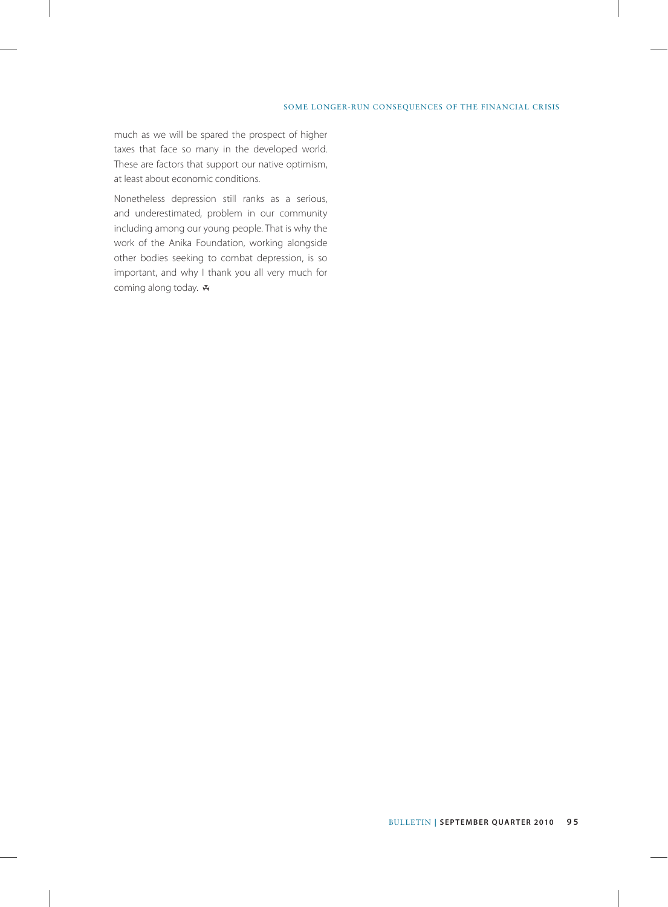much as we will be spared the prospect of higher taxes that face so many in the developed world. These are factors that support our native optimism, at least about economic conditions.

Nonetheless depression still ranks as a serious, and underestimated, problem in our community including among our young people. That is why the work of the Anika Foundation, working alongside other bodies seeking to combat depression, is so important, and why I thank you all very much for coming along today.